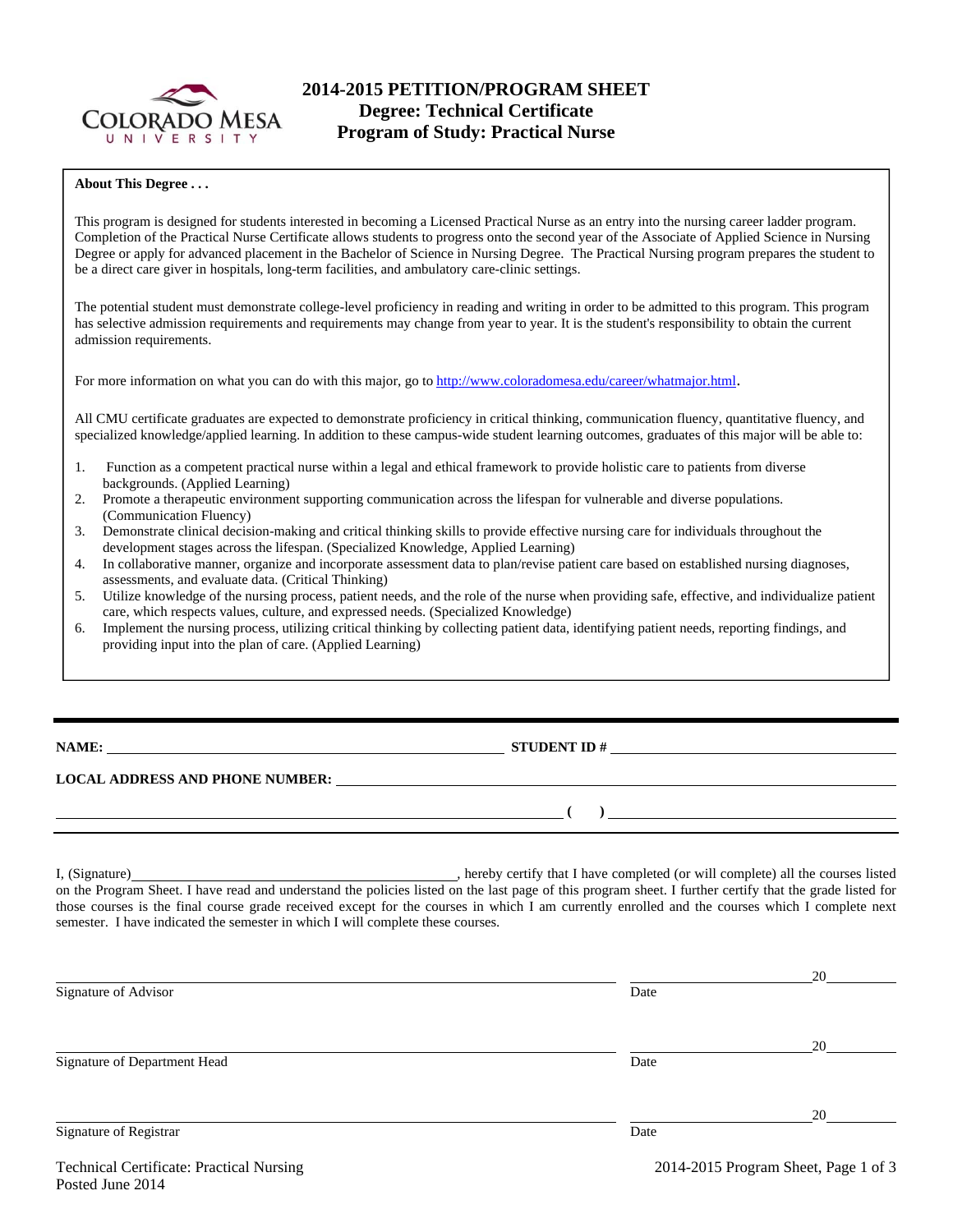# 2014-2015 PETITION/PROGRAM SHEET
## Degree: Technical Certificate
## Program of Study: Practical Nurse

**About This Degree . . .**

This program is designed for students interested in becoming a Licensed Practical Nurse as an entry into the nursing career ladder program. Completion of the Practical Nurse Certificate allows students to progress onto the second year of the Associate of Applied Science in Nursing Degree or apply for advanced placement in the Bachelor of Science in Nursing Degree. The Practical Nursing program prepares the student to be a direct care giver in hospitals, long-term facilities, and ambulatory care-clinic settings.

The potential student must demonstrate college-level proficiency in reading and writing in order to be admitted to this program. This program has selective admission requirements and requirements may change from year to year. It is the student's responsibility to obtain the current admission requirements.

For more information on what you can do with this major, go to http://www.coloradomesa.edu/career/whatmajor.html.

All CMU certificate graduates are expected to demonstrate proficiency in critical thinking, communication fluency, quantitative fluency, and specialized knowledge/applied learning. In addition to these campus-wide student learning outcomes, graduates of this major will be able to:

1. Function as a competent practical nurse within a legal and ethical framework to provide holistic care to patients from diverse backgrounds. (Applied Learning)
2. Promote a therapeutic environment supporting communication across the lifespan for vulnerable and diverse populations. (Communication Fluency)
3. Demonstrate clinical decision-making and critical thinking skills to provide effective nursing care for individuals throughout the development stages across the lifespan. (Specialized Knowledge, Applied Learning)
4. In collaborative manner, organize and incorporate assessment data to plan/revise patient care based on established nursing diagnoses, assessments, and evaluate data. (Critical Thinking)
5. Utilize knowledge of the nursing process, patient needs, and the role of the nurse when providing safe, effective, and individualize patient care, which respects values, culture, and expressed needs. (Specialized Knowledge)
6. Implement the nursing process, utilizing critical thinking by collecting patient data, identifying patient needs, reporting findings, and providing input into the plan of care. (Applied Learning)

---

**NAME:** ______________________________ **STUDENT ID #** ______________________________

**LOCAL ADDRESS AND PHONE NUMBER:** ______________________________

______________________________ **( )** ______________________________

---

I, (Signature)______________________________, hereby certify that I have completed (or will complete) all the courses listed on the Program Sheet. I have read and understand the policies listed on the last page of this program sheet. I further certify that the grade listed for those courses is the final course grade received except for the courses in which I am currently enrolled and the courses which I complete next semester. I have indicated the semester in which I will complete these courses.

______________________________ ______________________20________
Signature of Advisor Date

______________________________ ______________________20________
Signature of Department Head Date

______________________________ ______________________20________
Signature of Registrar Date

Technical Certificate: Practical Nursing
Posted June 2014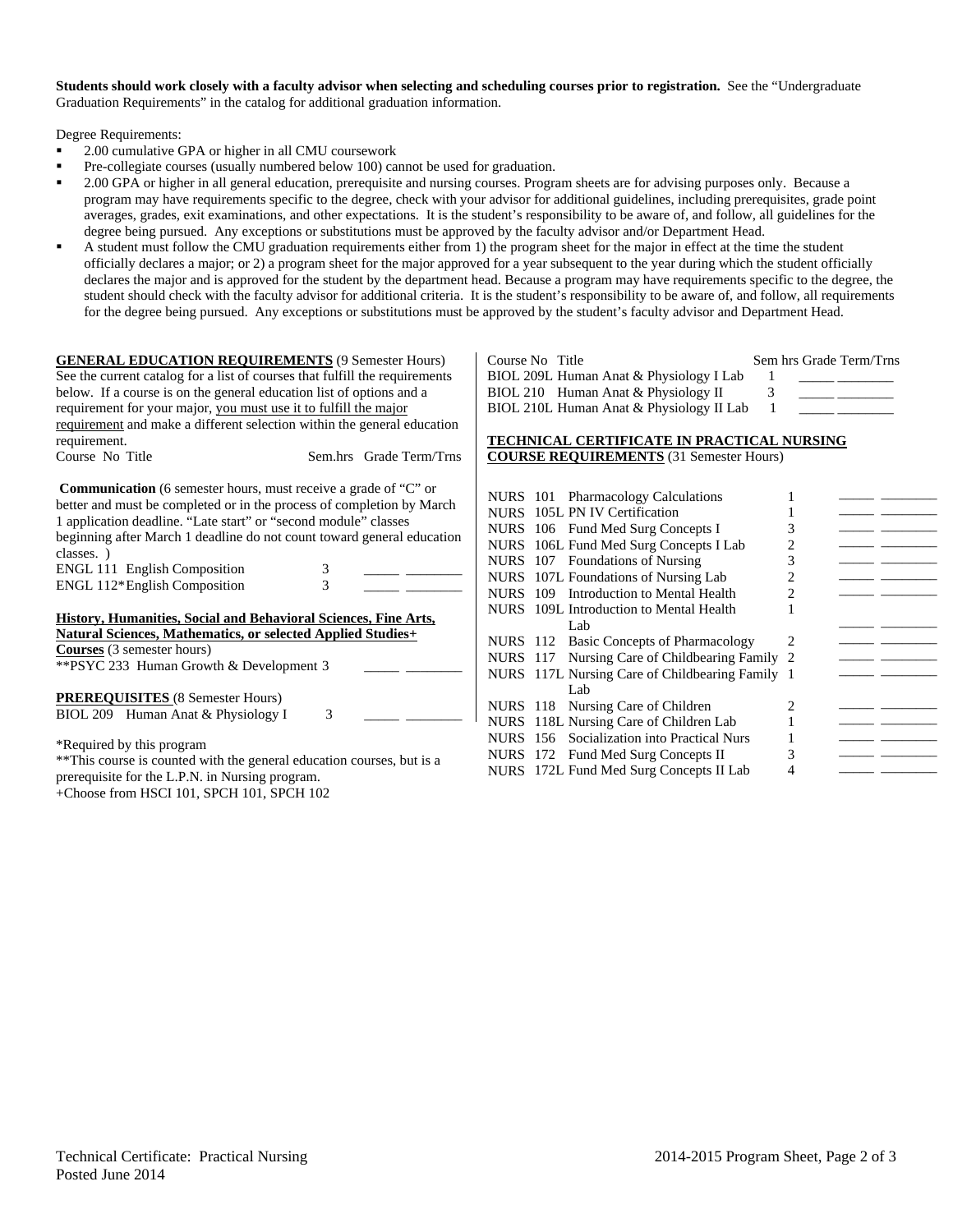**Students should work closely with a faculty advisor when selecting and scheduling courses prior to registration.** See the "Undergraduate Graduation Requirements" in the catalog for additional graduation information.

Degree Requirements:

- 2.00 cumulative GPA or higher in all CMU coursework
- Pre-collegiate courses (usually numbered below 100) cannot be used for graduation.
- 2.00 GPA or higher in all general education, prerequisite and nursing courses. Program sheets are for advising purposes only. Because a program may have requirements specific to the degree, check with your advisor for additional guidelines, including prerequisites, grade point averages, grades, exit examinations, and other expectations. It is the student's responsibility to be aware of, and follow, all guidelines for the degree being pursued. Any exceptions or substitutions must be approved by the faculty advisor and/or Department Head.
- A student must follow the CMU graduation requirements either from 1) the program sheet for the major in effect at the time the student officially declares a major; or 2) a program sheet for the major approved for a year subsequent to the year during which the student officially declares the major and is approved for the student by the department head. Because a program may have requirements specific to the degree, the student should check with the faculty advisor for additional criteria. It is the student's responsibility to be aware of, and follow, all requirements for the degree being pursued. Any exceptions or substitutions must be approved by the student's faculty advisor and Department Head.

**GENERAL EDUCATION REQUIREMENTS** (9 Semester Hours)
See the current catalog for a list of courses that fulfill the requirements below. If a course is on the general education list of options and a requirement for your major, you must use it to fulfill the major requirement and make a different selection within the general education requirement.

**Communication** (6 semester hours, must receive a grade of "C" or better and must be completed or in the process of completion by March 1 application deadline. "Late start" or "second module" classes beginning after March 1 deadline do not count toward general education classes. )

| Course No | Title | Sem.hrs | Grade | Term/Trns |
|---|---|---|---|---|
| ENGL 111 | English Composition | 3 | | |
| ENGL 112* | English Composition | 3 | | |

**History, Humanities, Social and Behavioral Sciences, Fine Arts, Natural Sciences, Mathematics, or selected Applied Studies+ Courses** (3 semester hours)

| Course No | Title | Sem.hrs | Grade | Term/Trns |
|---|---|---|---|---|
| **PSYC 233 | Human Growth & Development | 3 | | |

**PREREQUISITES** (8 Semester Hours)

| Course No | Title | Sem hrs | Grade | Term/Trns |
|---|---|---|---|---|
| BIOL 209 | Human Anat & Physiology I | 3 | | |
| BIOL 209L | Human Anat & Physiology I Lab | 1 | | |
| BIOL 210 | Human Anat & Physiology II | 3 | | |
| BIOL 210L | Human Anat & Physiology II Lab | 1 | | |

*Required by this program
**This course is counted with the general education courses, but is a prerequisite for the L.P.N. in Nursing program.
+Choose from HSCI 101, SPCH 101, SPCH 102

**TECHNICAL CERTIFICATE IN PRACTICAL NURSING COURSE REQUIREMENTS** (31 Semester Hours)

| Course No | Title | Sem hrs | Grade | Term/Trns |
|---|---|---|---|---|
| NURS 101 | Pharmacology Calculations | 1 | | |
| NURS 105L | PN IV Certification | 1 | | |
| NURS 106 | Fund Med Surg Concepts I | 3 | | |
| NURS 106L | Fund Med Surg Concepts I Lab | 2 | | |
| NURS 107 | Foundations of Nursing | 3 | | |
| NURS 107L | Foundations of Nursing Lab | 2 | | |
| NURS 109 | Introduction to Mental Health | 2 | | |
| NURS 109L | Introduction to Mental Health Lab | 1 | | |
| NURS 112 | Basic Concepts of Pharmacology | 2 | | |
| NURS 117 | Nursing Care of Childbearing Family | 2 | | |
| NURS 117L | Nursing Care of Childbearing Family Lab | 1 | | |
| NURS 118 | Nursing Care of Children | 2 | | |
| NURS 118L | Nursing Care of Children Lab | 1 | | |
| NURS 156 | Socialization into Practical Nurs | 1 | | |
| NURS 172 | Fund Med Surg Concepts II | 3 | | |
| NURS 172L | Fund Med Surg Concepts II Lab | 4 | | |

Technical Certificate: Practical Nursing
Posted June 2014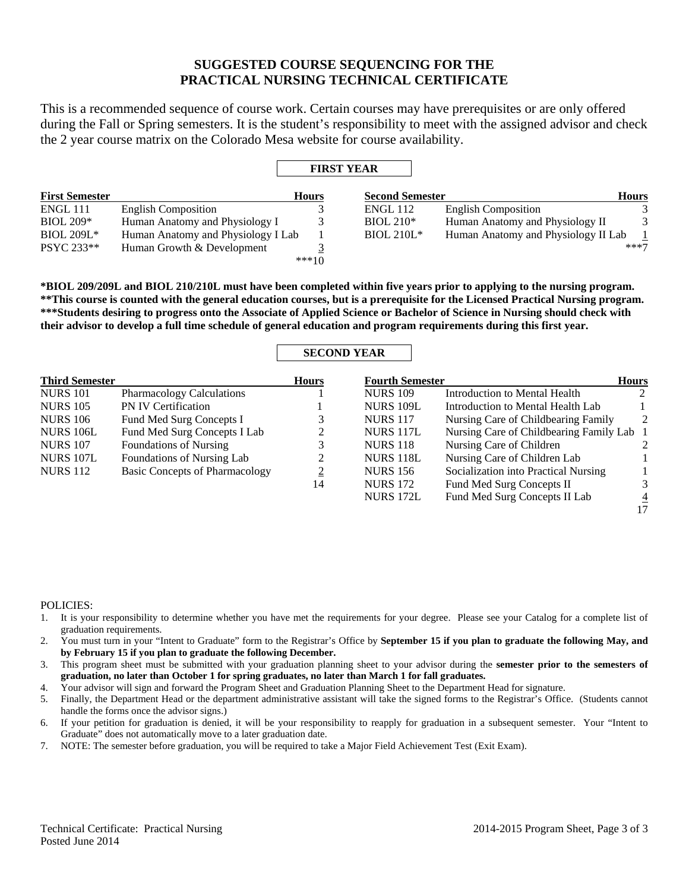# SUGGESTED COURSE SEQUENCING FOR THE PRACTICAL NURSING TECHNICAL CERTIFICATE

This is a recommended sequence of course work. Certain courses may have prerequisites or are only offered during the Fall or Spring semesters. It is the student's responsibility to meet with the assigned advisor and check the 2 year course matrix on the Colorado Mesa website for course availability.

## FIRST YEAR

| First Semester | | Hours |
|---|---|---|
| ENGL 111 | English Composition | 3 |
| BIOL 209* | Human Anatomy and Physiology I | 3 |
| BIOL 209L* | Human Anatomy and Physiology I Lab | 1 |
| PSYC 233** | Human Growth & Development | 3 |
| | | ***10 |

| Second Semester | | Hours |
|---|---|---|
| ENGL 112 | English Composition | 3 |
| BIOL 210* | Human Anatomy and Physiology II | 3 |
| BIOL 210L* | Human Anatomy and Physiology II Lab | 1 |
| | | ***7 |

**\*BIOL 209/209L and BIOL 210/210L must have been completed within five years prior to applying to the nursing program.**
**\*\*This course is counted with the general education courses, but is a prerequisite for the Licensed Practical Nursing program.**
**\*\*\*Students desiring to progress onto the Associate of Applied Science or Bachelor of Science in Nursing should check with their advisor to develop a full time schedule of general education and program requirements during this first year.**

## SECOND YEAR

| Third Semester | | Hours |
|---|---|---|
| NURS 101 | Pharmacology Calculations | 1 |
| NURS 105 | PN IV Certification | 1 |
| NURS 106 | Fund Med Surg Concepts I | 3 |
| NURS 106L | Fund Med Surg Concepts I Lab | 2 |
| NURS 107 | Foundations of Nursing | 3 |
| NURS 107L | Foundations of Nursing Lab | 2 |
| NURS 112 | Basic Concepts of Pharmacology | 2 |
| | | 14 |

| Fourth Semester | | Hours |
|---|---|---|
| NURS 109 | Introduction to Mental Health | 2 |
| NURS 109L | Introduction to Mental Health Lab | 1 |
| NURS 117 | Nursing Care of Childbearing Family | 2 |
| NURS 117L | Nursing Care of Childbearing Family Lab | 1 |
| NURS 118 | Nursing Care of Children | 2 |
| NURS 118L | Nursing Care of Children Lab | 1 |
| NURS 156 | Socialization into Practical Nursing | 1 |
| NURS 172 | Fund Med Surg Concepts II | 3 |
| NURS 172L | Fund Med Surg Concepts II Lab | 4 |
| | | 17 |

POLICIES:

1. It is your responsibility to determine whether you have met the requirements for your degree. Please see your Catalog for a complete list of graduation requirements.
2. You must turn in your "Intent to Graduate" form to the Registrar's Office by **September 15 if you plan to graduate the following May, and by February 15 if you plan to graduate the following December.**
3. This program sheet must be submitted with your graduation planning sheet to your advisor during the **semester prior to the semesters of graduation, no later than October 1 for spring graduates, no later than March 1 for fall graduates.**
4. Your advisor will sign and forward the Program Sheet and Graduation Planning Sheet to the Department Head for signature.
5. Finally, the Department Head or the department administrative assistant will take the signed forms to the Registrar's Office. (Students cannot handle the forms once the advisor signs.)
6. If your petition for graduation is denied, it will be your responsibility to reapply for graduation in a subsequent semester. Your "Intent to Graduate" does not automatically move to a later graduation date.
7. NOTE: The semester before graduation, you will be required to take a Major Field Achievement Test (Exit Exam).

Technical Certificate: Practical Nursing
Posted June 2014